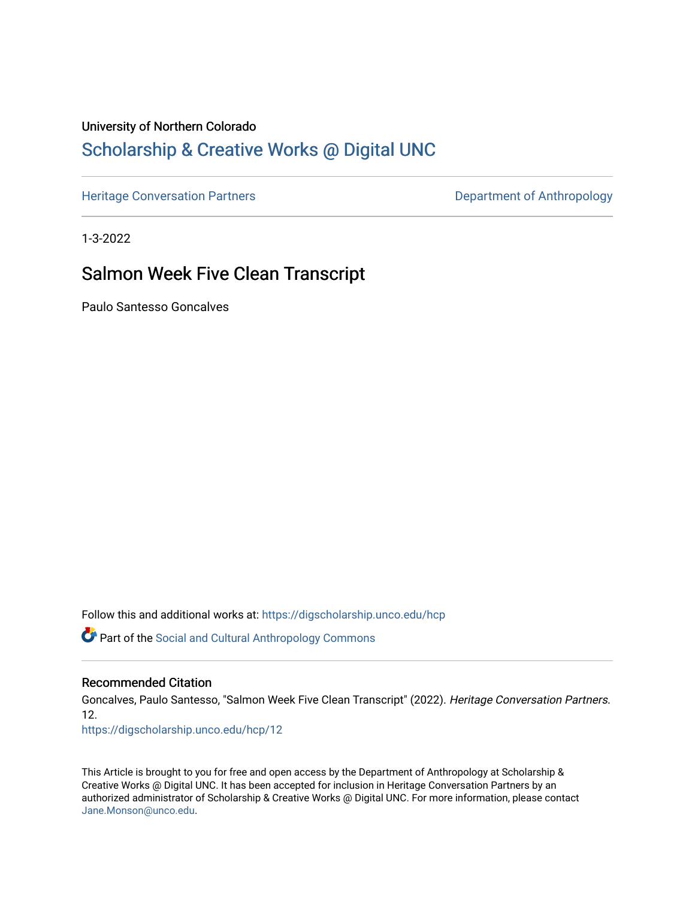University of Northern Colorado

# Scholarship & Creative Works @ Digital UNC

Heritage Conversation Partners | Department of Anthropology

1-3-2022

## Salmon Week Five Clean Transcript

Paulo Santesso Goncalves

Follow this and additional works at: https://digscholarship.unco.edu/hcp

Part of the Social and Cultural Anthropology Commons

### Recommended Citation

Goncalves, Paulo Santesso, "Salmon Week Five Clean Transcript" (2022). *Heritage Conversation Partners*. 12.
https://digscholarship.unco.edu/hcp/12

This Article is brought to you for free and open access by the Department of Anthropology at Scholarship & Creative Works @ Digital UNC. It has been accepted for inclusion in Heritage Conversation Partners by an authorized administrator of Scholarship & Creative Works @ Digital UNC. For more information, please contact Jane.Monson@unco.edu.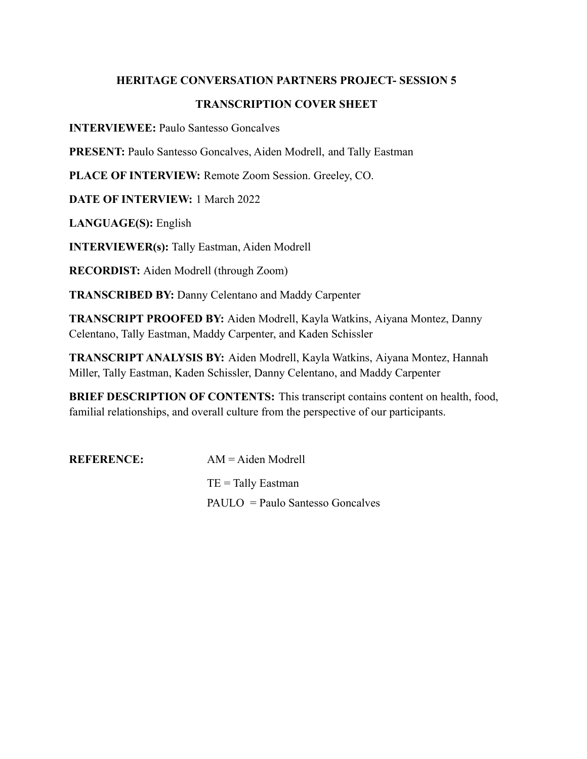## HERITAGE CONVERSATION PARTNERS PROJECT- SESSION 5

## TRANSCRIPTION COVER SHEET

**INTERVIEWEE:** Paulo Santesso Goncalves

**PRESENT:** Paulo Santesso Goncalves, Aiden Modrell, and Tally Eastman

**PLACE OF INTERVIEW:** Remote Zoom Session. Greeley, CO.

**DATE OF INTERVIEW:** 1 March 2022

**LANGUAGE(S):** English

**INTERVIEWER(s):** Tally Eastman, Aiden Modrell

**RECORDIST:** Aiden Modrell (through Zoom)

**TRANSCRIBED BY:** Danny Celentano and Maddy Carpenter

**TRANSCRIPT PROOFED BY:** Aiden Modrell, Kayla Watkins, Aiyana Montez, Danny Celentano, Tally Eastman, Maddy Carpenter, and Kaden Schissler

**TRANSCRIPT ANALYSIS BY:** Aiden Modrell, Kayla Watkins, Aiyana Montez, Hannah Miller, Tally Eastman, Kaden Schissler, Danny Celentano, and Maddy Carpenter

**BRIEF DESCRIPTION OF CONTENTS:** This transcript contains content on health, food, familial relationships, and overall culture from the perspective of our participants.

**REFERENCE:**

AM = Aiden Modrell

TE = Tally Eastman

PAULO = Paulo Santesso Goncalves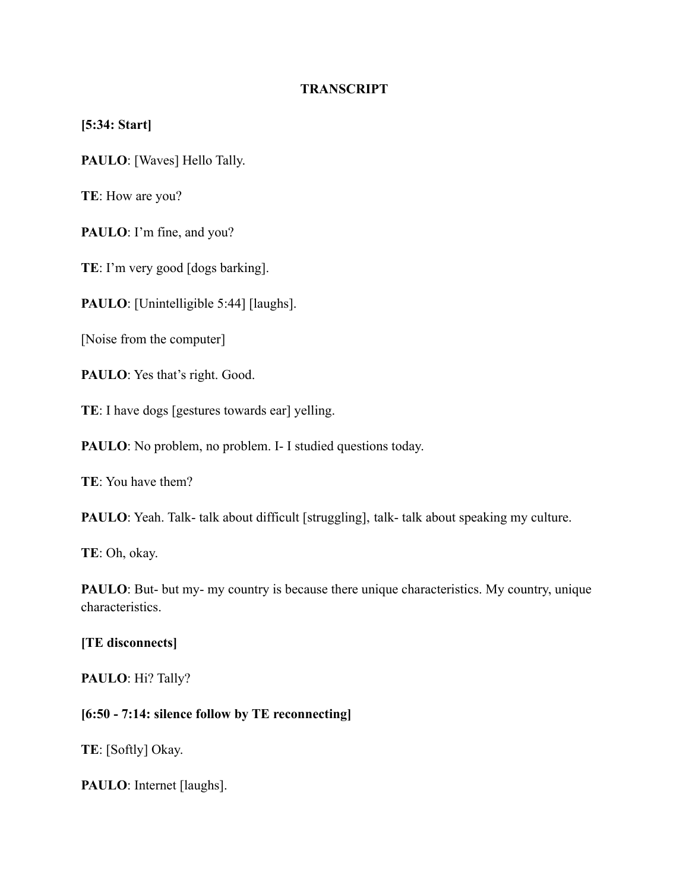**TRANSCRIPT**

**[5:34: Start]**

**PAULO**: [Waves] Hello Tally.

**TE**: How are you?

**PAULO**: I'm fine, and you?

**TE**: I'm very good [dogs barking].

**PAULO**: [Unintelligible 5:44] [laughs].

[Noise from the computer]

**PAULO**: Yes that's right. Good.

**TE**: I have dogs [gestures towards ear] yelling.

**PAULO**: No problem, no problem. I- I studied questions today.

**TE**: You have them?

**PAULO**: Yeah. Talk- talk about difficult [struggling], talk- talk about speaking my culture.

**TE**: Oh, okay.

**PAULO**: But- but my- my country is because there unique characteristics. My country, unique characteristics.

**[TE disconnects]**

**PAULO**: Hi? Tally?

**[6:50 - 7:14: silence follow by TE reconnecting]**

**TE**: [Softly] Okay.

**PAULO**: Internet [laughs].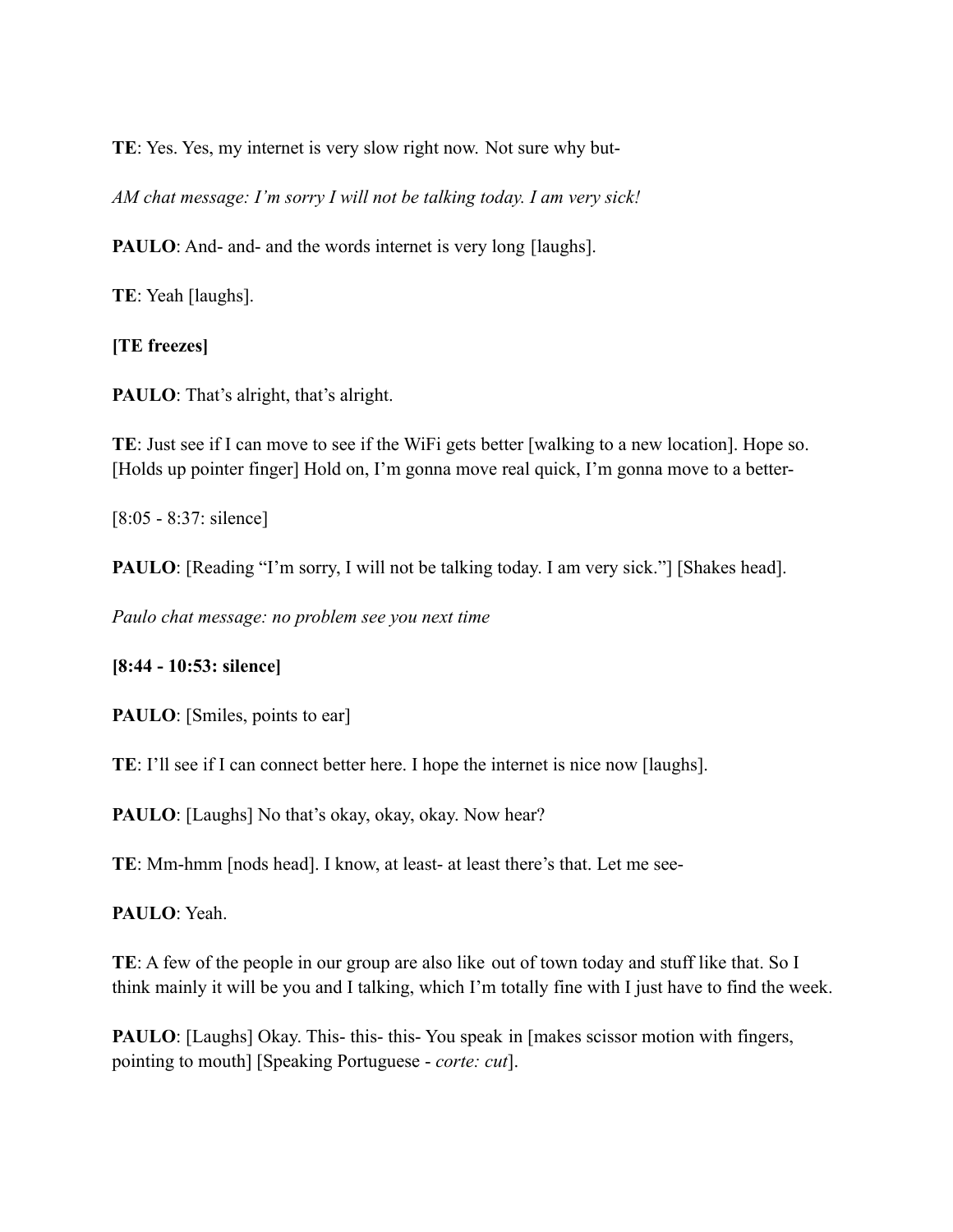**TE**: Yes. Yes, my internet is very slow right now. Not sure why but-

*AM chat message: I'm sorry I will not be talking today. I am very sick!*

**PAULO**: And- and- and the words internet is very long [laughs].

**TE**: Yeah [laughs].

**[TE freezes]**

**PAULO**: That's alright, that's alright.

**TE**: Just see if I can move to see if the WiFi gets better [walking to a new location]. Hope so. [Holds up pointer finger] Hold on, I'm gonna move real quick, I'm gonna move to a better-

[8:05 - 8:37: silence]

**PAULO**: [Reading "I'm sorry, I will not be talking today. I am very sick."] [Shakes head].

*Paulo chat message: no problem see you next time*

**[8:44 - 10:53: silence]**

**PAULO**: [Smiles, points to ear]

**TE**: I'll see if I can connect better here. I hope the internet is nice now [laughs].

**PAULO**: [Laughs] No that's okay, okay, okay. Now hear?

**TE**: Mm-hmm [nods head]. I know, at least- at least there's that. Let me see-

**PAULO**: Yeah.

**TE**: A few of the people in our group are also like out of town today and stuff like that. So I think mainly it will be you and I talking, which I'm totally fine with I just have to find the week.

**PAULO**: [Laughs] Okay. This- this- this- You speak in [makes scissor motion with fingers, pointing to mouth] [Speaking Portuguese - *corte: cut*].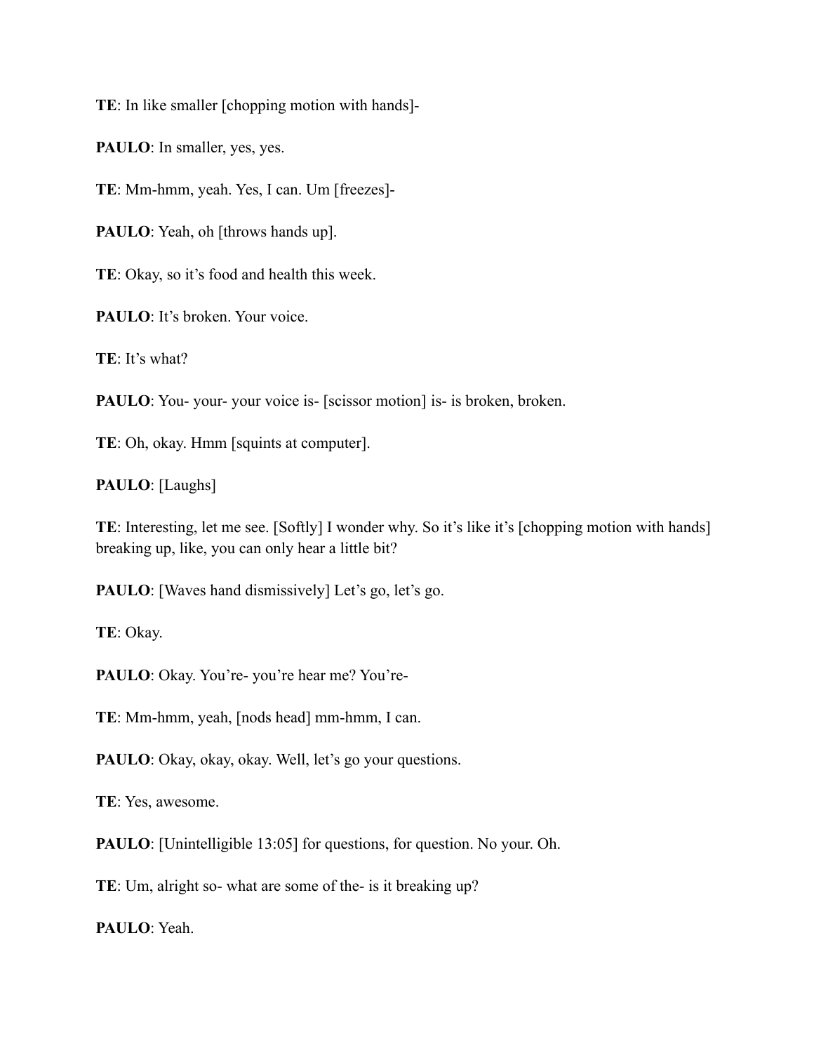**TE**: In like smaller [chopping motion with hands]-

**PAULO**: In smaller, yes, yes.

**TE**: Mm-hmm, yeah. Yes, I can. Um [freezes]-

**PAULO**: Yeah, oh [throws hands up].

**TE**: Okay, so it's food and health this week.

**PAULO**: It's broken. Your voice.

**TE**: It's what?

**PAULO**: You- your- your voice is- [scissor motion] is- is broken, broken.

**TE**: Oh, okay. Hmm [squints at computer].

**PAULO**: [Laughs]

**TE**: Interesting, let me see. [Softly] I wonder why. So it's like it's [chopping motion with hands] breaking up, like, you can only hear a little bit?

**PAULO**: [Waves hand dismissively] Let's go, let's go.

**TE**: Okay.

**PAULO**: Okay. You're- you're hear me? You're-

**TE**: Mm-hmm, yeah, [nods head] mm-hmm, I can.

**PAULO**: Okay, okay, okay. Well, let's go your questions.

**TE**: Yes, awesome.

**PAULO**: [Unintelligible 13:05] for questions, for question. No your. Oh.

**TE**: Um, alright so- what are some of the- is it breaking up?

**PAULO**: Yeah.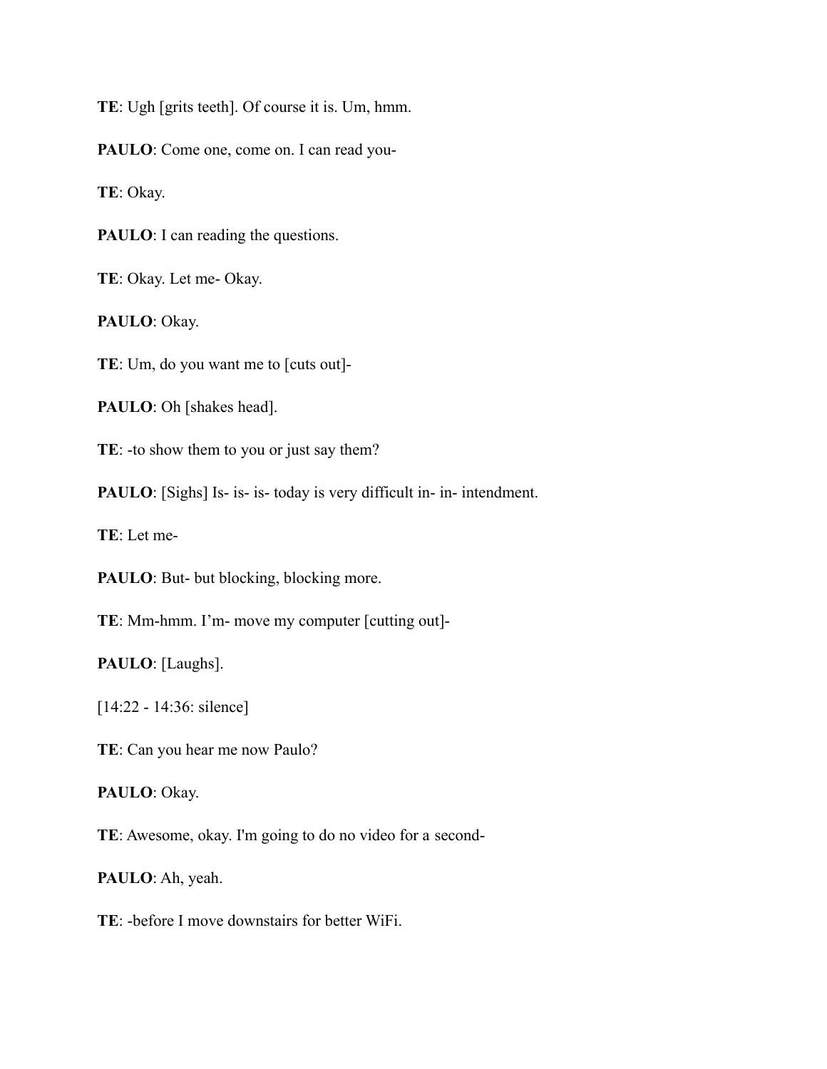**TE**: Ugh [grits teeth]. Of course it is. Um, hmm.

**PAULO**: Come one, come on. I can read you-

**TE**: Okay.

**PAULO**: I can reading the questions.

**TE**: Okay. Let me- Okay.

**PAULO**: Okay.

**TE**: Um, do you want me to [cuts out]-

**PAULO**: Oh [shakes head].

**TE**: -to show them to you or just say them?

**PAULO**: [Sighs] Is- is- is- today is very difficult in- in- intendment.

**TE**: Let me-

**PAULO**: But- but blocking, blocking more.

**TE**: Mm-hmm. I'm- move my computer [cutting out]-

**PAULO**: [Laughs].

[14:22 - 14:36: silence]

**TE**: Can you hear me now Paulo?

**PAULO**: Okay.

**TE**: Awesome, okay. I'm going to do no video for a second-

**PAULO**: Ah, yeah.

**TE**: -before I move downstairs for better WiFi.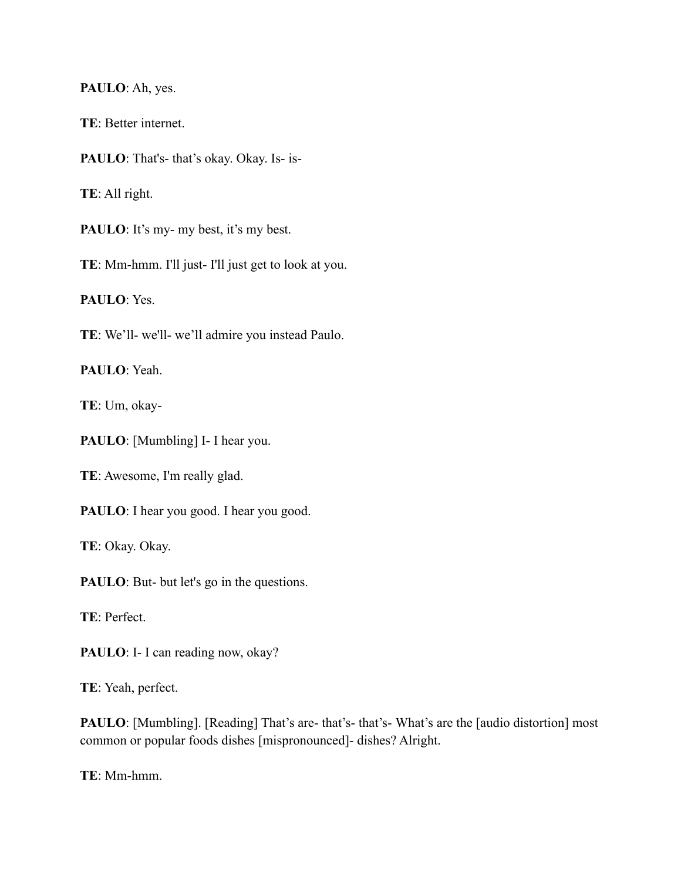**PAULO**: Ah, yes.

**TE**: Better internet.

**PAULO**: That's- that's okay. Okay. Is- is-

**TE**: All right.

**PAULO**: It's my- my best, it's my best.

**TE**: Mm-hmm. I'll just- I'll just get to look at you.

**PAULO**: Yes.

**TE**: We'll- we'll- we'll admire you instead Paulo.

**PAULO**: Yeah.

**TE**: Um, okay-

**PAULO**: [Mumbling] I- I hear you.

**TE**: Awesome, I'm really glad.

**PAULO**: I hear you good. I hear you good.

**TE**: Okay. Okay.

**PAULO**: But- but let's go in the questions.

**TE**: Perfect.

**PAULO**: I- I can reading now, okay?

**TE**: Yeah, perfect.

**PAULO**: [Mumbling]. [Reading] That's are- that's- that's- What's are the [audio distortion] most common or popular foods dishes [mispronounced]- dishes? Alright.

**TE**: Mm-hmm.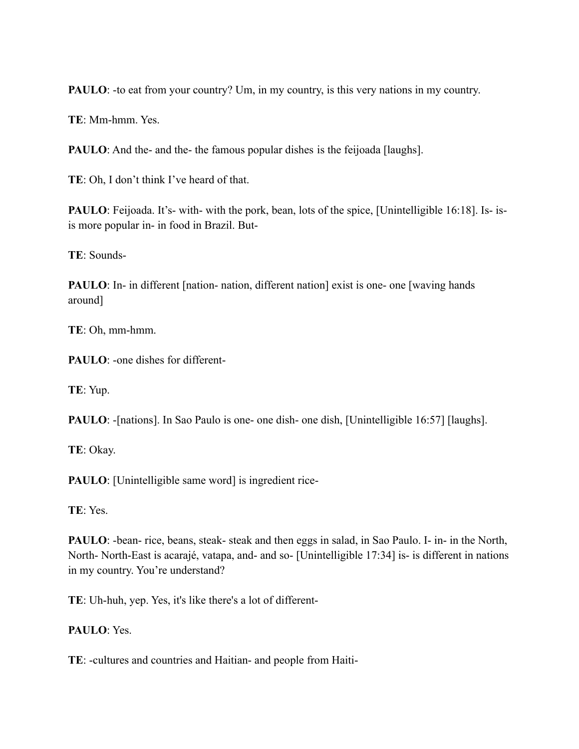**PAULO**: -to eat from your country? Um, in my country, is this very nations in my country.

**TE**: Mm-hmm. Yes.

**PAULO**: And the- and the- the famous popular dishes is the feijoada [laughs].

**TE**: Oh, I don't think I've heard of that.

**PAULO**: Feijoada. It's- with- with the pork, bean, lots of the spice, [Unintelligible 16:18]. Is- is- is more popular in- in food in Brazil. But-

**TE**: Sounds-

**PAULO**: In- in different [nation- nation, different nation] exist is one- one [waving hands around]

**TE**: Oh, mm-hmm.

**PAULO**: -one dishes for different-

**TE**: Yup.

**PAULO**: -[nations]. In Sao Paulo is one- one dish- one dish, [Unintelligible 16:57] [laughs].

**TE**: Okay.

**PAULO**: [Unintelligible same word] is ingredient rice-

**TE**: Yes.

**PAULO**: -bean- rice, beans, steak- steak and then eggs in salad, in Sao Paulo. I- in- in the North, North- North-East is acarajé, vatapa, and- and so- [Unintelligible 17:34] is- is different in nations in my country. You're understand?

**TE**: Uh-huh, yep. Yes, it's like there's a lot of different-

**PAULO**: Yes.

**TE**: -cultures and countries and Haitian- and people from Haiti-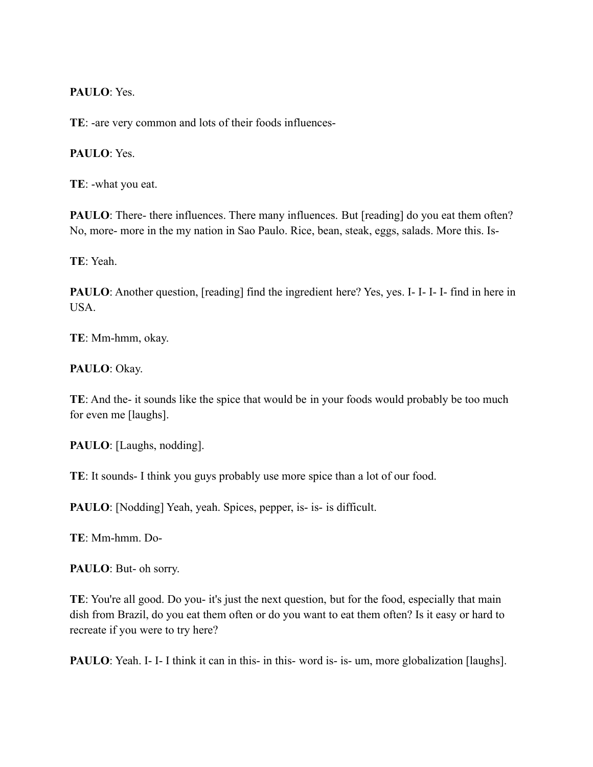**PAULO**: Yes.

**TE**: -are very common and lots of their foods influences-

**PAULO**: Yes.

**TE**: -what you eat.

**PAULO**: There- there influences. There many influences. But [reading] do you eat them often? No, more- more in the my nation in Sao Paulo. Rice, bean, steak, eggs, salads. More this. Is-

**TE**: Yeah.

**PAULO**: Another question, [reading] find the ingredient here? Yes, yes. I- I- I- I- find in here in USA.

**TE**: Mm-hmm, okay.

**PAULO**: Okay.

**TE**: And the- it sounds like the spice that would be in your foods would probably be too much for even me [laughs].

**PAULO**: [Laughs, nodding].

**TE**: It sounds- I think you guys probably use more spice than a lot of our food.

**PAULO**: [Nodding] Yeah, yeah. Spices, pepper, is- is- is difficult.

**TE**: Mm-hmm. Do-

**PAULO**: But- oh sorry.

**TE**: You're all good. Do you- it's just the next question, but for the food, especially that main dish from Brazil, do you eat them often or do you want to eat them often? Is it easy or hard to recreate if you were to try here?

**PAULO**: Yeah. I- I- I think it can in this- in this- word is- is- um, more globalization [laughs].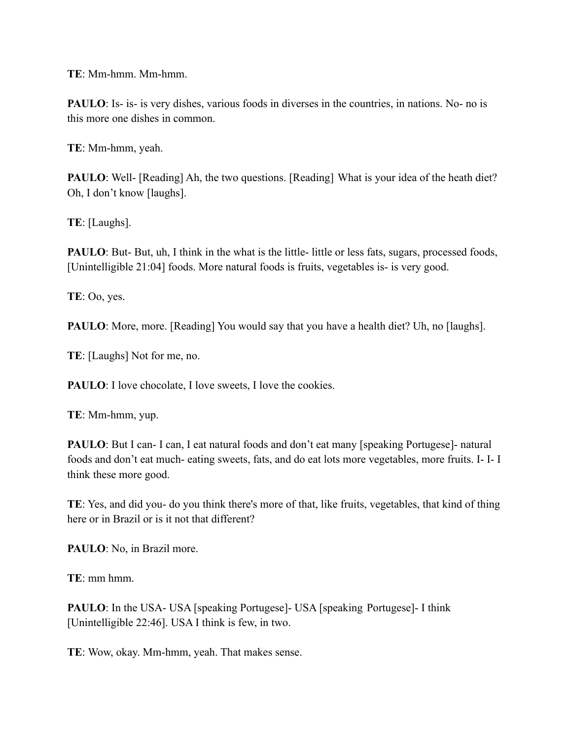**TE**: Mm-hmm. Mm-hmm.

**PAULO**: Is- is- is very dishes, various foods in diverses in the countries, in nations. No- no is this more one dishes in common.

**TE**: Mm-hmm, yeah.

**PAULO**: Well- [Reading] Ah, the two questions. [Reading] What is your idea of the heath diet? Oh, I don't know [laughs].

**TE**: [Laughs].

**PAULO**: But- But, uh, I think in the what is the little- little or less fats, sugars, processed foods, [Unintelligible 21:04] foods. More natural foods is fruits, vegetables is- is very good.

**TE**: Oo, yes.

**PAULO**: More, more. [Reading] You would say that you have a health diet? Uh, no [laughs].

**TE**: [Laughs] Not for me, no.

**PAULO**: I love chocolate, I love sweets, I love the cookies.

**TE**: Mm-hmm, yup.

**PAULO**: But I can- I can, I eat natural foods and don't eat many [speaking Portugese]- natural foods and don't eat much- eating sweets, fats, and do eat lots more vegetables, more fruits. I- I- I think these more good.

**TE**: Yes, and did you- do you think there's more of that, like fruits, vegetables, that kind of thing here or in Brazil or is it not that different?

**PAULO**: No, in Brazil more.

**TE**: mm hmm.

**PAULO**: In the USA- USA [speaking Portugese]- USA [speaking Portugese]- I think [Unintelligible 22:46]. USA I think is few, in two.

**TE**: Wow, okay. Mm-hmm, yeah. That makes sense.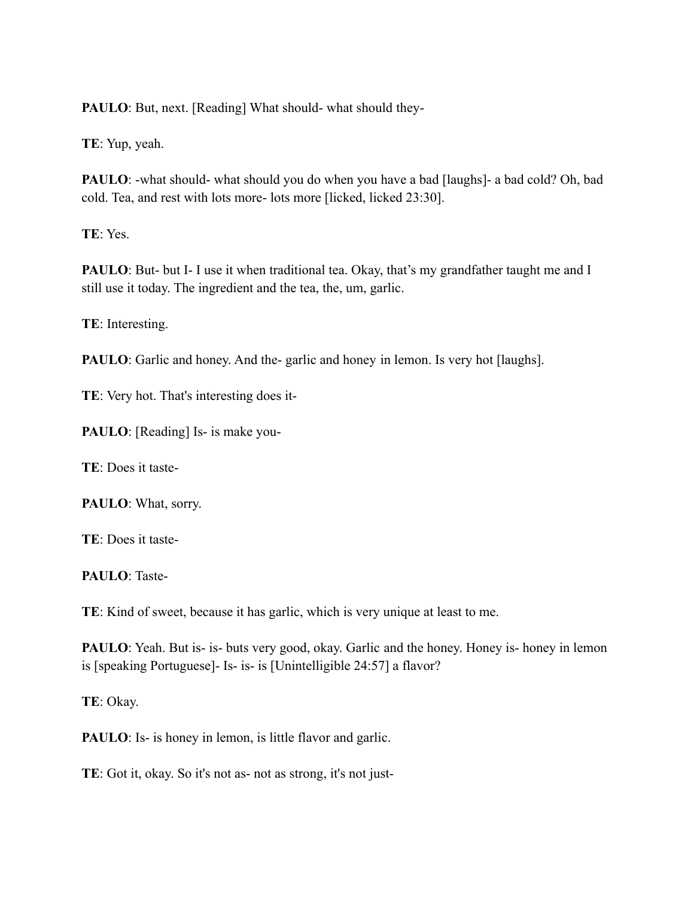**PAULO**: But, next. [Reading] What should- what should they-

**TE**: Yup, yeah.

**PAULO**: -what should- what should you do when you have a bad [laughs]- a bad cold? Oh, bad cold. Tea, and rest with lots more- lots more [licked, licked 23:30].

**TE**: Yes.

**PAULO**: But- but I- I use it when traditional tea. Okay, that's my grandfather taught me and I still use it today. The ingredient and the tea, the, um, garlic.

**TE**: Interesting.

**PAULO**: Garlic and honey. And the- garlic and honey in lemon. Is very hot [laughs].

**TE**: Very hot. That's interesting does it-

**PAULO**: [Reading] Is- is make you-

**TE**: Does it taste-

**PAULO**: What, sorry.

**TE**: Does it taste-

**PAULO**: Taste-

**TE**: Kind of sweet, because it has garlic, which is very unique at least to me.

**PAULO**: Yeah. But is- is- buts very good, okay. Garlic and the honey. Honey is- honey in lemon is [speaking Portuguese]- Is- is- is [Unintelligible 24:57] a flavor?

**TE**: Okay.

**PAULO**: Is- is honey in lemon, is little flavor and garlic.

**TE**: Got it, okay. So it's not as- not as strong, it's not just-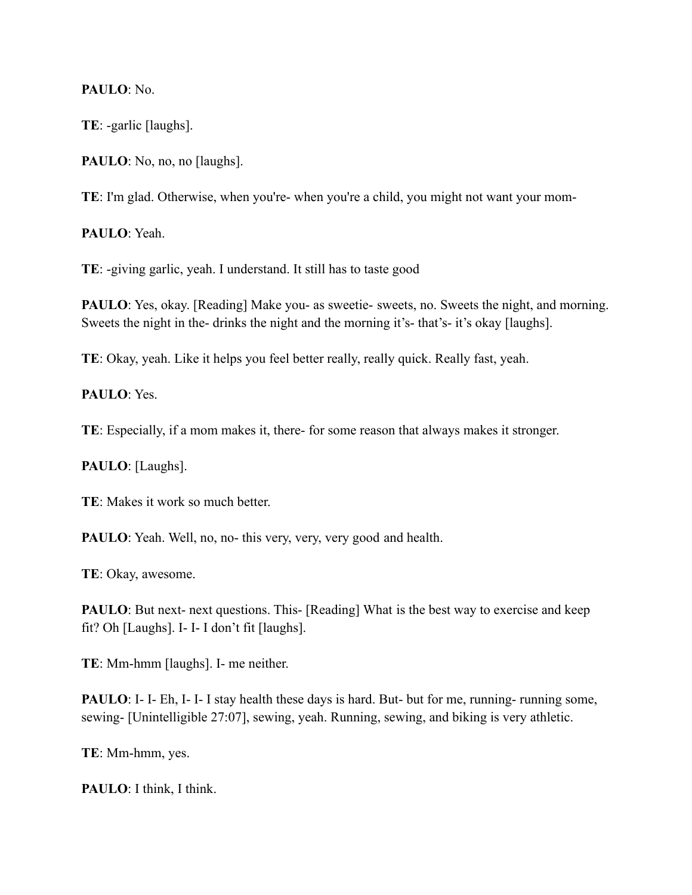**PAULO**: No.

**TE**: -garlic [laughs].

**PAULO**: No, no, no [laughs].

**TE**: I'm glad. Otherwise, when you're- when you're a child, you might not want your mom-

**PAULO**: Yeah.

**TE**: -giving garlic, yeah. I understand. It still has to taste good

**PAULO**: Yes, okay. [Reading] Make you- as sweetie- sweets, no. Sweets the night, and morning. Sweets the night in the- drinks the night and the morning it's- that's- it's okay [laughs].

**TE**: Okay, yeah. Like it helps you feel better really, really quick. Really fast, yeah.

**PAULO**: Yes.

**TE**: Especially, if a mom makes it, there- for some reason that always makes it stronger.

**PAULO**: [Laughs].

**TE**: Makes it work so much better.

**PAULO**: Yeah. Well, no, no- this very, very, very good and health.

**TE**: Okay, awesome.

**PAULO**: But next- next questions. This- [Reading] What is the best way to exercise and keep fit? Oh [Laughs]. I- I- I don't fit [laughs].

**TE**: Mm-hmm [laughs]. I- me neither.

**PAULO**: I- I- Eh, I- I- I stay health these days is hard. But- but for me, running- running some, sewing- [Unintelligible 27:07], sewing, yeah. Running, sewing, and biking is very athletic.

**TE**: Mm-hmm, yes.

**PAULO**: I think, I think.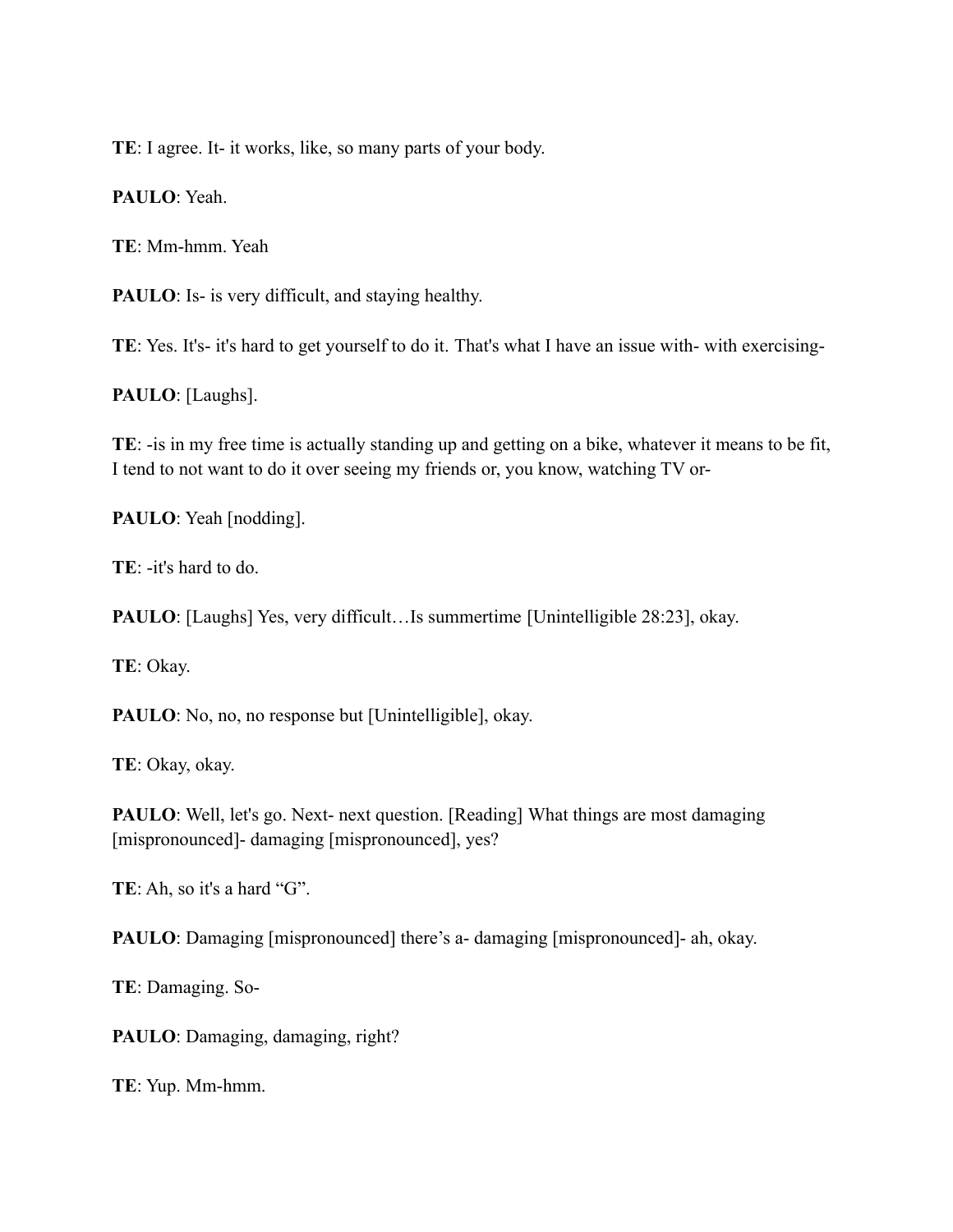**TE**: I agree. It- it works, like, so many parts of your body.

**PAULO**: Yeah.

**TE**: Mm-hmm. Yeah

**PAULO**: Is- is very difficult, and staying healthy.

**TE**: Yes. It's- it's hard to get yourself to do it. That's what I have an issue with- with exercising-

**PAULO**: [Laughs].

**TE**: -is in my free time is actually standing up and getting on a bike, whatever it means to be fit, I tend to not want to do it over seeing my friends or, you know, watching TV or-

**PAULO**: Yeah [nodding].

**TE**: -it's hard to do.

**PAULO**: [Laughs] Yes, very difficult…Is summertime [Unintelligible 28:23], okay.

**TE**: Okay.

**PAULO**: No, no, no response but [Unintelligible], okay.

**TE**: Okay, okay.

**PAULO**: Well, let's go. Next- next question. [Reading] What things are most damaging [mispronounced]- damaging [mispronounced], yes?

**TE**: Ah, so it's a hard "G".

**PAULO**: Damaging [mispronounced] there's a- damaging [mispronounced]- ah, okay.

**TE**: Damaging. So-

**PAULO**: Damaging, damaging, right?

**TE**: Yup. Mm-hmm.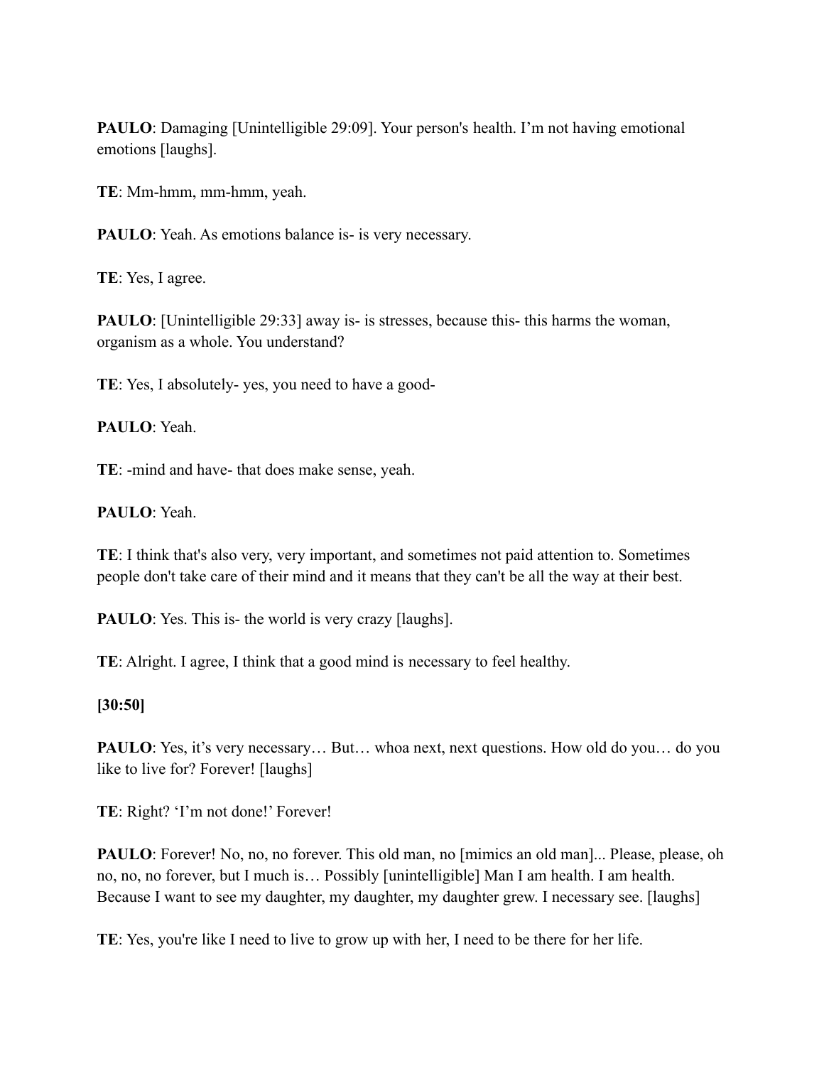**PAULO**: Damaging [Unintelligible 29:09]. Your person's health. I'm not having emotional emotions [laughs].

**TE**: Mm-hmm, mm-hmm, yeah.

**PAULO**: Yeah. As emotions balance is- is very necessary.

**TE**: Yes, I agree.

**PAULO**: [Unintelligible 29:33] away is- is stresses, because this- this harms the woman, organism as a whole. You understand?

**TE**: Yes, I absolutely- yes, you need to have a good-

**PAULO**: Yeah.

**TE**: -mind and have- that does make sense, yeah.

**PAULO**: Yeah.

**TE**: I think that's also very, very important, and sometimes not paid attention to. Sometimes people don't take care of their mind and it means that they can't be all the way at their best.

**PAULO**: Yes. This is- the world is very crazy [laughs].

**TE**: Alright. I agree, I think that a good mind is necessary to feel healthy.

**[30:50]**

**PAULO**: Yes, it's very necessary… But… whoa next, next questions. How old do you… do you like to live for? Forever! [laughs]

**TE**: Right? 'I'm not done!' Forever!

**PAULO**: Forever! No, no, no forever. This old man, no [mimics an old man]... Please, please, oh no, no, no forever, but I much is… Possibly [unintelligible] Man I am health. I am health. Because I want to see my daughter, my daughter, my daughter grew. I necessary see. [laughs]

**TE**: Yes, you're like I need to live to grow up with her, I need to be there for her life.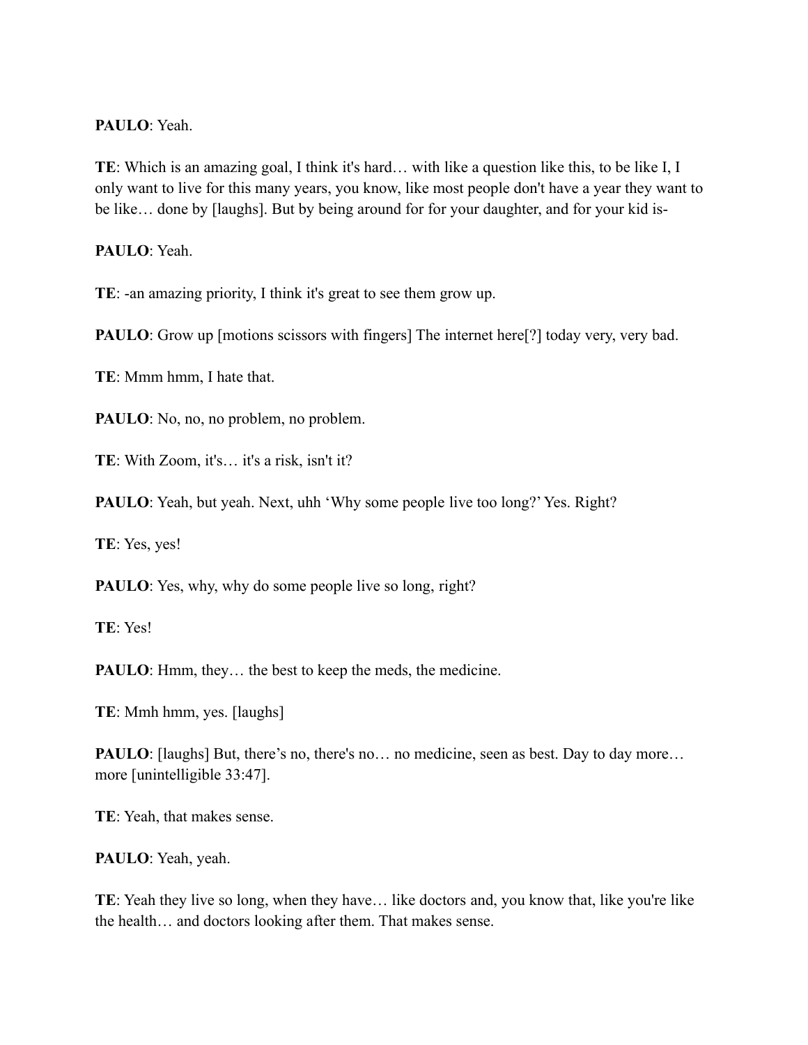**PAULO**: Yeah.

**TE**: Which is an amazing goal, I think it's hard… with like a question like this, to be like I, I only want to live for this many years, you know, like most people don't have a year they want to be like… done by [laughs]. But by being around for for your daughter, and for your kid is-

**PAULO**: Yeah.

**TE**: -an amazing priority, I think it's great to see them grow up.

**PAULO**: Grow up [motions scissors with fingers] The internet here[?] today very, very bad.

**TE**: Mmm hmm, I hate that.

**PAULO**: No, no, no problem, no problem.

**TE**: With Zoom, it's… it's a risk, isn't it?

**PAULO**: Yeah, but yeah. Next, uhh 'Why some people live too long?' Yes. Right?

**TE**: Yes, yes!

**PAULO**: Yes, why, why do some people live so long, right?

**TE**: Yes!

**PAULO**: Hmm, they… the best to keep the meds, the medicine.

**TE**: Mmh hmm, yes. [laughs]

**PAULO**: [laughs] But, there's no, there's no… no medicine, seen as best. Day to day more… more [unintelligible 33:47].

**TE**: Yeah, that makes sense.

**PAULO**: Yeah, yeah.

**TE**: Yeah they live so long, when they have… like doctors and, you know that, like you're like the health… and doctors looking after them. That makes sense.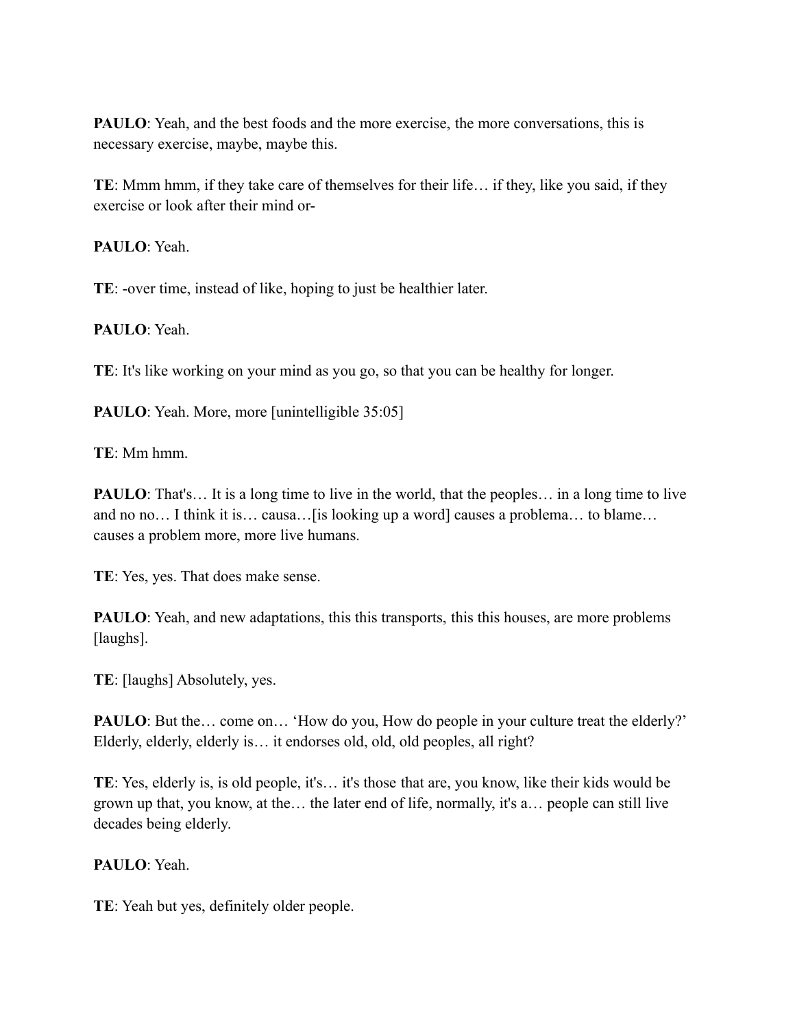**PAULO**: Yeah, and the best foods and the more exercise, the more conversations, this is necessary exercise, maybe, maybe this.

**TE**: Mmm hmm, if they take care of themselves for their life… if they, like you said, if they exercise or look after their mind or-

**PAULO**: Yeah.

**TE**: -over time, instead of like, hoping to just be healthier later.

**PAULO**: Yeah.

**TE**: It's like working on your mind as you go, so that you can be healthy for longer.

**PAULO**: Yeah. More, more [unintelligible 35:05]

**TE**: Mm hmm.

**PAULO**: That's… It is a long time to live in the world, that the peoples… in a long time to live and no no… I think it is… causa…[is looking up a word] causes a problema… to blame… causes a problem more, more live humans.

**TE**: Yes, yes. That does make sense.

**PAULO**: Yeah, and new adaptations, this this transports, this this houses, are more problems [laughs].

**TE**: [laughs] Absolutely, yes.

**PAULO**: But the… come on… 'How do you, How do people in your culture treat the elderly?' Elderly, elderly, elderly is… it endorses old, old, old peoples, all right?

**TE**: Yes, elderly is, is old people, it's… it's those that are, you know, like their kids would be grown up that, you know, at the… the later end of life, normally, it's a… people can still live decades being elderly.

**PAULO**: Yeah.

**TE**: Yeah but yes, definitely older people.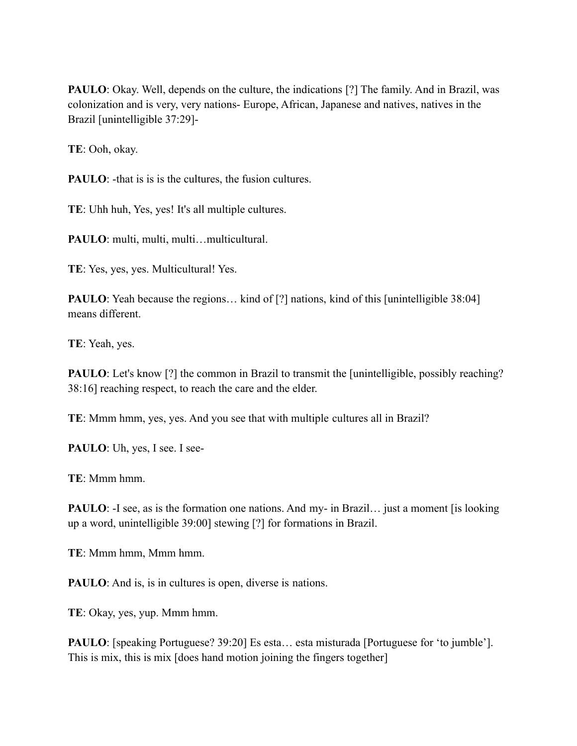**PAULO**: Okay. Well, depends on the culture, the indications [?] The family. And in Brazil, was colonization and is very, very nations- Europe, African, Japanese and natives, natives in the Brazil [unintelligible 37:29]-

**TE**: Ooh, okay.

**PAULO**: -that is is is the cultures, the fusion cultures.

**TE**: Uhh huh, Yes, yes! It's all multiple cultures.

**PAULO**: multi, multi, multi…multicultural.

**TE**: Yes, yes, yes. Multicultural! Yes.

**PAULO**: Yeah because the regions… kind of [?] nations, kind of this [unintelligible 38:04] means different.

**TE**: Yeah, yes.

**PAULO**: Let's know [?] the common in Brazil to transmit the [unintelligible, possibly reaching? 38:16] reaching respect, to reach the care and the elder.

**TE**: Mmm hmm, yes, yes. And you see that with multiple cultures all in Brazil?

**PAULO**: Uh, yes, I see. I see-

**TE**: Mmm hmm.

**PAULO**: -I see, as is the formation one nations. And my- in Brazil… just a moment [is looking up a word, unintelligible 39:00] stewing [?] for formations in Brazil.

**TE**: Mmm hmm, Mmm hmm.

**PAULO**: And is, is in cultures is open, diverse is nations.

**TE**: Okay, yes, yup. Mmm hmm.

**PAULO**: [speaking Portuguese? 39:20] Es esta… esta misturada [Portuguese for 'to jumble']. This is mix, this is mix [does hand motion joining the fingers together]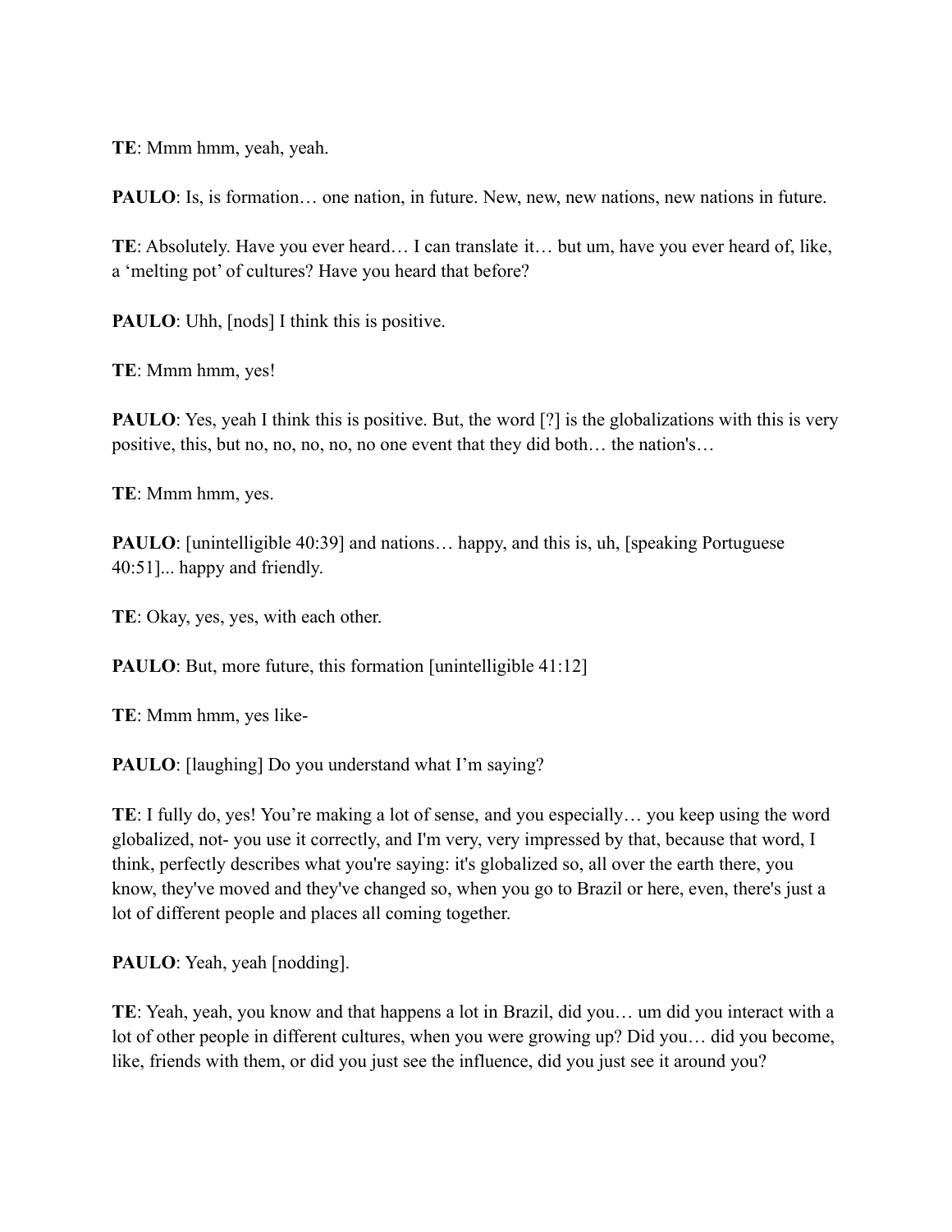**TE**: Mmm hmm, yeah, yeah.

**PAULO**: Is, is formation… one nation, in future. New, new, new nations, new nations in future.

**TE**: Absolutely. Have you ever heard… I can translate it… but um, have you ever heard of, like, a 'melting pot' of cultures? Have you heard that before?

**PAULO**: Uhh, [nods] I think this is positive.

**TE**: Mmm hmm, yes!

**PAULO**: Yes, yeah I think this is positive. But, the word [?] is the globalizations with this is very positive, this, but no, no, no, no, no one event that they did both… the nation's…

**TE**: Mmm hmm, yes.

**PAULO**: [unintelligible 40:39] and nations… happy, and this is, uh, [speaking Portuguese 40:51]... happy and friendly.

**TE**: Okay, yes, yes, with each other.

**PAULO**: But, more future, this formation [unintelligible 41:12]

**TE**: Mmm hmm, yes like-

**PAULO**: [laughing] Do you understand what I'm saying?

**TE**: I fully do, yes! You're making a lot of sense, and you especially… you keep using the word globalized, not- you use it correctly, and I'm very, very impressed by that, because that word, I think, perfectly describes what you're saying: it's globalized so, all over the earth there, you know, they've moved and they've changed so, when you go to Brazil or here, even, there's just a lot of different people and places all coming together.

**PAULO**: Yeah, yeah [nodding].

**TE**: Yeah, yeah, you know and that happens a lot in Brazil, did you… um did you interact with a lot of other people in different cultures, when you were growing up? Did you… did you become, like, friends with them, or did you just see the influence, did you just see it around you?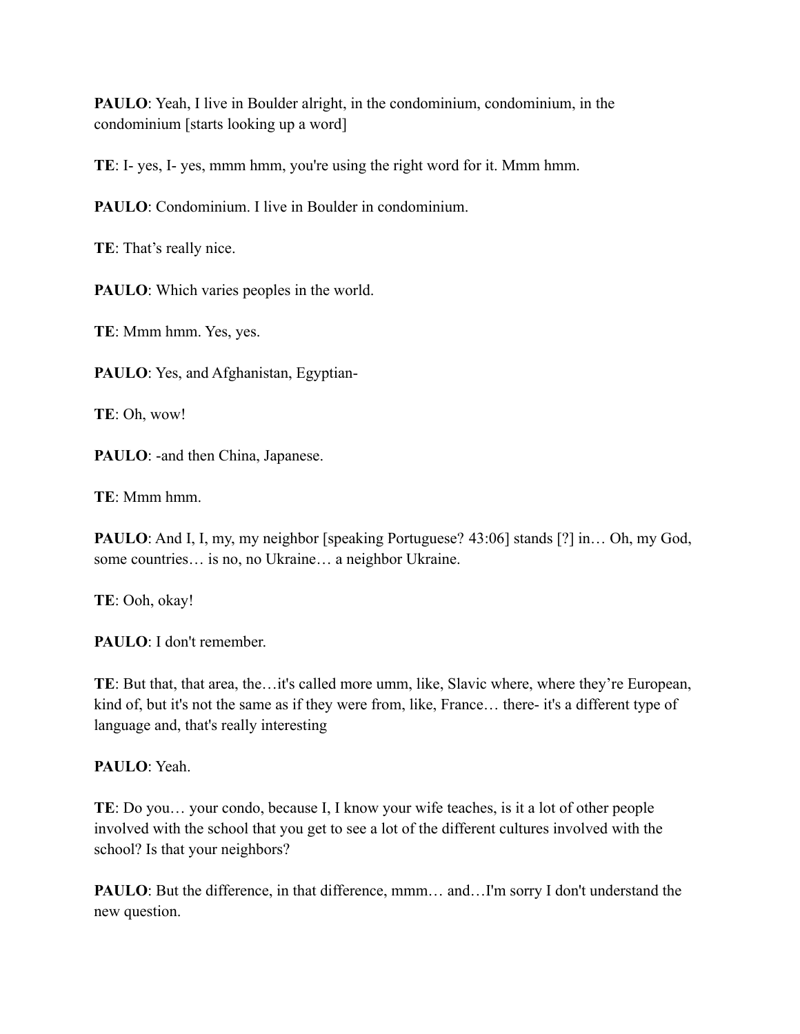**PAULO**: Yeah, I live in Boulder alright, in the condominium, condominium, in the condominium [starts looking up a word]

**TE**: I- yes, I- yes, mmm hmm, you're using the right word for it. Mmm hmm.

**PAULO**: Condominium. I live in Boulder in condominium.

**TE**: That's really nice.

**PAULO**: Which varies peoples in the world.

**TE**: Mmm hmm. Yes, yes.

**PAULO**: Yes, and Afghanistan, Egyptian-

**TE**: Oh, wow!

**PAULO**: -and then China, Japanese.

**TE**: Mmm hmm.

**PAULO**: And I, I, my, my neighbor [speaking Portuguese? 43:06] stands [?] in… Oh, my God, some countries… is no, no Ukraine… a neighbor Ukraine.

**TE**: Ooh, okay!

**PAULO**: I don't remember.

**TE**: But that, that area, the…it's called more umm, like, Slavic where, where they're European, kind of, but it's not the same as if they were from, like, France… there- it's a different type of language and, that's really interesting

**PAULO**: Yeah.

**TE**: Do you… your condo, because I, I know your wife teaches, is it a lot of other people involved with the school that you get to see a lot of the different cultures involved with the school? Is that your neighbors?

**PAULO**: But the difference, in that difference, mmm… and…I'm sorry I don't understand the new question.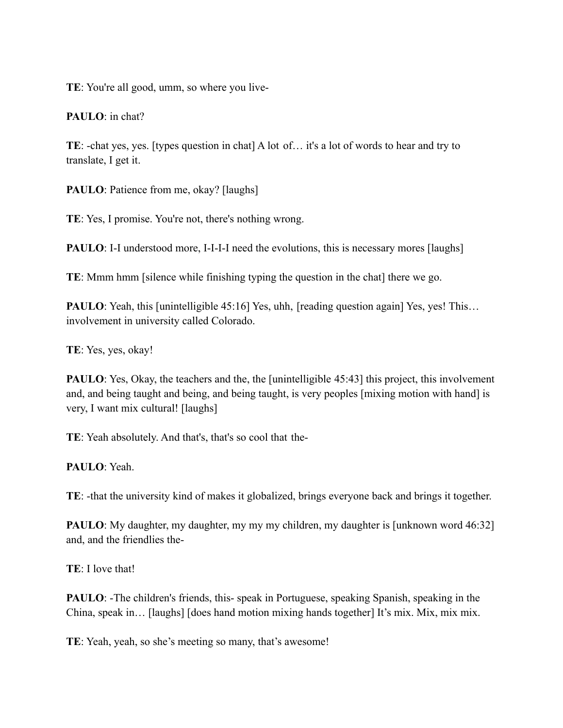**TE**: You're all good, umm, so where you live-

**PAULO**: in chat?

**TE**: -chat yes, yes. [types question in chat] A lot of… it's a lot of words to hear and try to translate, I get it.

**PAULO**: Patience from me, okay? [laughs]

**TE**: Yes, I promise. You're not, there's nothing wrong.

**PAULO**: I-I understood more, I-I-I-I need the evolutions, this is necessary mores [laughs]

**TE**: Mmm hmm [silence while finishing typing the question in the chat] there we go.

**PAULO**: Yeah, this [unintelligible 45:16] Yes, uhh, [reading question again] Yes, yes! This… involvement in university called Colorado.

**TE**: Yes, yes, okay!

**PAULO**: Yes, Okay, the teachers and the, the [unintelligible 45:43] this project, this involvement and, and being taught and being, and being taught, is very peoples [mixing motion with hand] is very, I want mix cultural! [laughs]

**TE**: Yeah absolutely. And that's, that's so cool that the-

**PAULO**: Yeah.

**TE**: -that the university kind of makes it globalized, brings everyone back and brings it together.

**PAULO**: My daughter, my daughter, my my my children, my daughter is [unknown word 46:32] and, and the friendlies the-

**TE**: I love that!

**PAULO**: -The children's friends, this- speak in Portuguese, speaking Spanish, speaking in the China, speak in… [laughs] [does hand motion mixing hands together] It's mix. Mix, mix mix.

**TE**: Yeah, yeah, so she's meeting so many, that's awesome!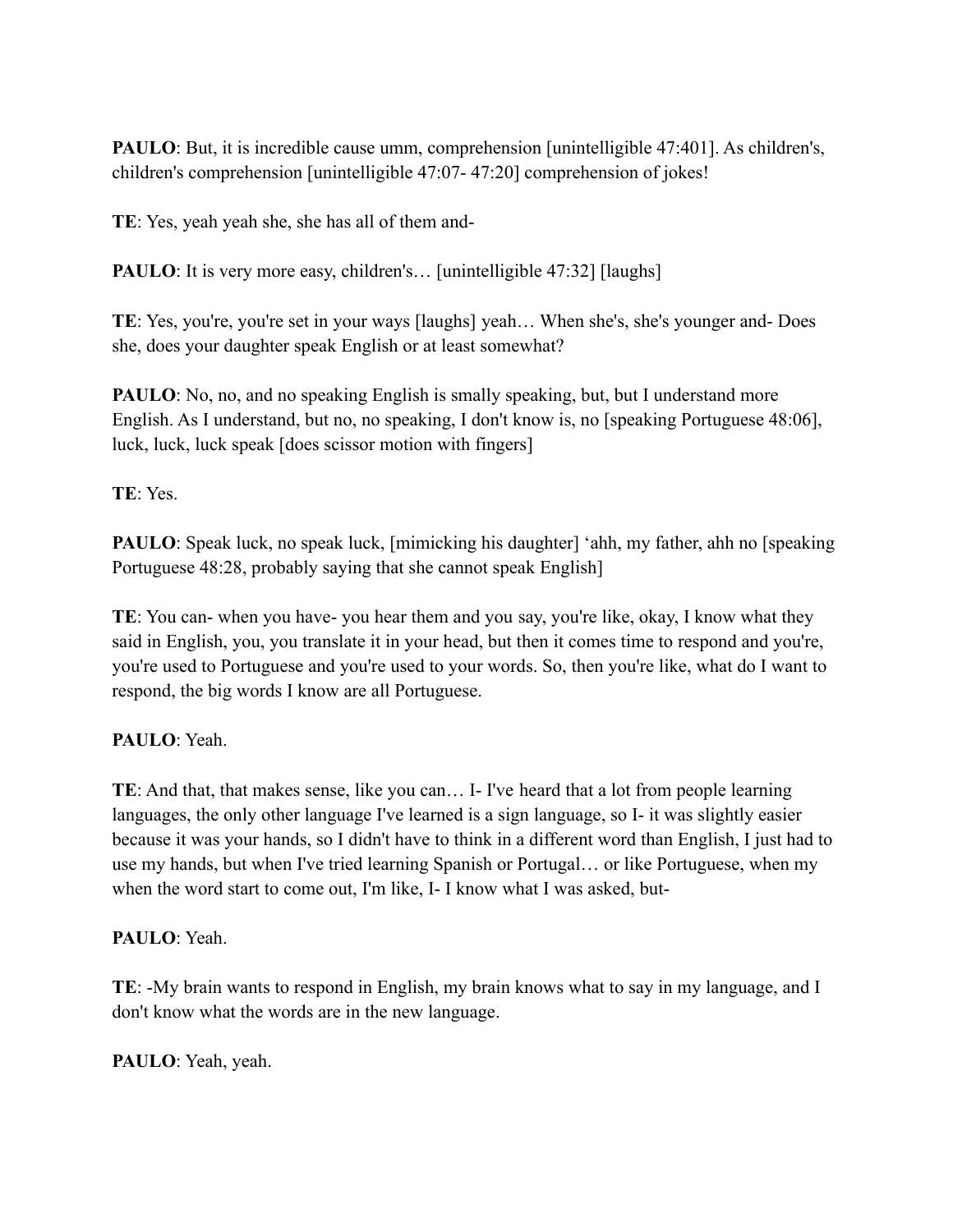**PAULO**: But, it is incredible cause umm, comprehension [unintelligible 47:401]. As children's, children's comprehension [unintelligible 47:07- 47:20] comprehension of jokes!

**TE**: Yes, yeah yeah she, she has all of them and-

**PAULO**: It is very more easy, children's… [unintelligible 47:32] [laughs]

**TE**: Yes, you're, you're set in your ways [laughs] yeah… When she's, she's younger and- Does she, does your daughter speak English or at least somewhat?

**PAULO**: No, no, and no speaking English is smally speaking, but, but I understand more English. As I understand, but no, no speaking, I don't know is, no [speaking Portuguese 48:06], luck, luck, luck speak [does scissor motion with fingers]

**TE**: Yes.

**PAULO**: Speak luck, no speak luck, [mimicking his daughter] 'ahh, my father, ahh no [speaking Portuguese 48:28, probably saying that she cannot speak English]

**TE**: You can- when you have- you hear them and you say, you're like, okay, I know what they said in English, you, you translate it in your head, but then it comes time to respond and you're, you're used to Portuguese and you're used to your words. So, then you're like, what do I want to respond, the big words I know are all Portuguese.

**PAULO**: Yeah.

**TE**: And that, that makes sense, like you can… I- I've heard that a lot from people learning languages, the only other language I've learned is a sign language, so I- it was slightly easier because it was your hands, so I didn't have to think in a different word than English, I just had to use my hands, but when I've tried learning Spanish or Portugal… or like Portuguese, when my when the word start to come out, I'm like, I- I know what I was asked, but-

**PAULO**: Yeah.

**TE**: -My brain wants to respond in English, my brain knows what to say in my language, and I don't know what the words are in the new language.

**PAULO**: Yeah, yeah.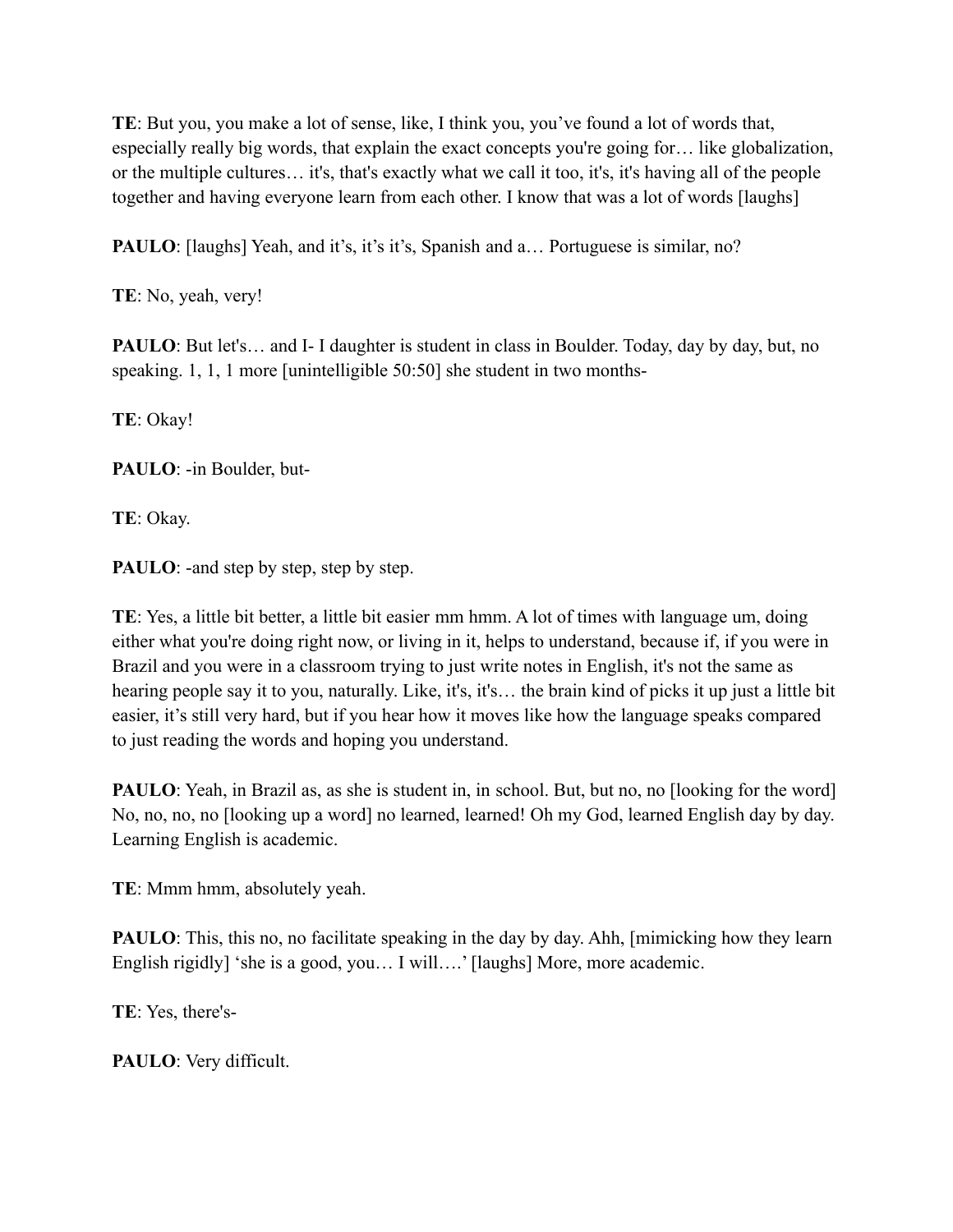**TE**: But you, you make a lot of sense, like, I think you, you've found a lot of words that, especially really big words, that explain the exact concepts you're going for… like globalization, or the multiple cultures… it's, that's exactly what we call it too, it's, it's having all of the people together and having everyone learn from each other. I know that was a lot of words [laughs]

**PAULO**: [laughs] Yeah, and it's, it's it's, Spanish and a… Portuguese is similar, no?

**TE**: No, yeah, very!

**PAULO**: But let's… and I- I daughter is student in class in Boulder. Today, day by day, but, no speaking. 1, 1, 1 more [unintelligible 50:50] she student in two months-

**TE**: Okay!

**PAULO**: -in Boulder, but-

**TE**: Okay.

**PAULO**: -and step by step, step by step.

**TE**: Yes, a little bit better, a little bit easier mm hmm. A lot of times with language um, doing either what you're doing right now, or living in it, helps to understand, because if, if you were in Brazil and you were in a classroom trying to just write notes in English, it's not the same as hearing people say it to you, naturally. Like, it's, it's… the brain kind of picks it up just a little bit easier, it's still very hard, but if you hear how it moves like how the language speaks compared to just reading the words and hoping you understand.

**PAULO**: Yeah, in Brazil as, as she is student in, in school. But, but no, no [looking for the word] No, no, no, no [looking up a word] no learned, learned! Oh my God, learned English day by day. Learning English is academic.

**TE**: Mmm hmm, absolutely yeah.

**PAULO**: This, this no, no facilitate speaking in the day by day. Ahh, [mimicking how they learn English rigidly] 'she is a good, you… I will….' [laughs] More, more academic.

**TE**: Yes, there's-

**PAULO**: Very difficult.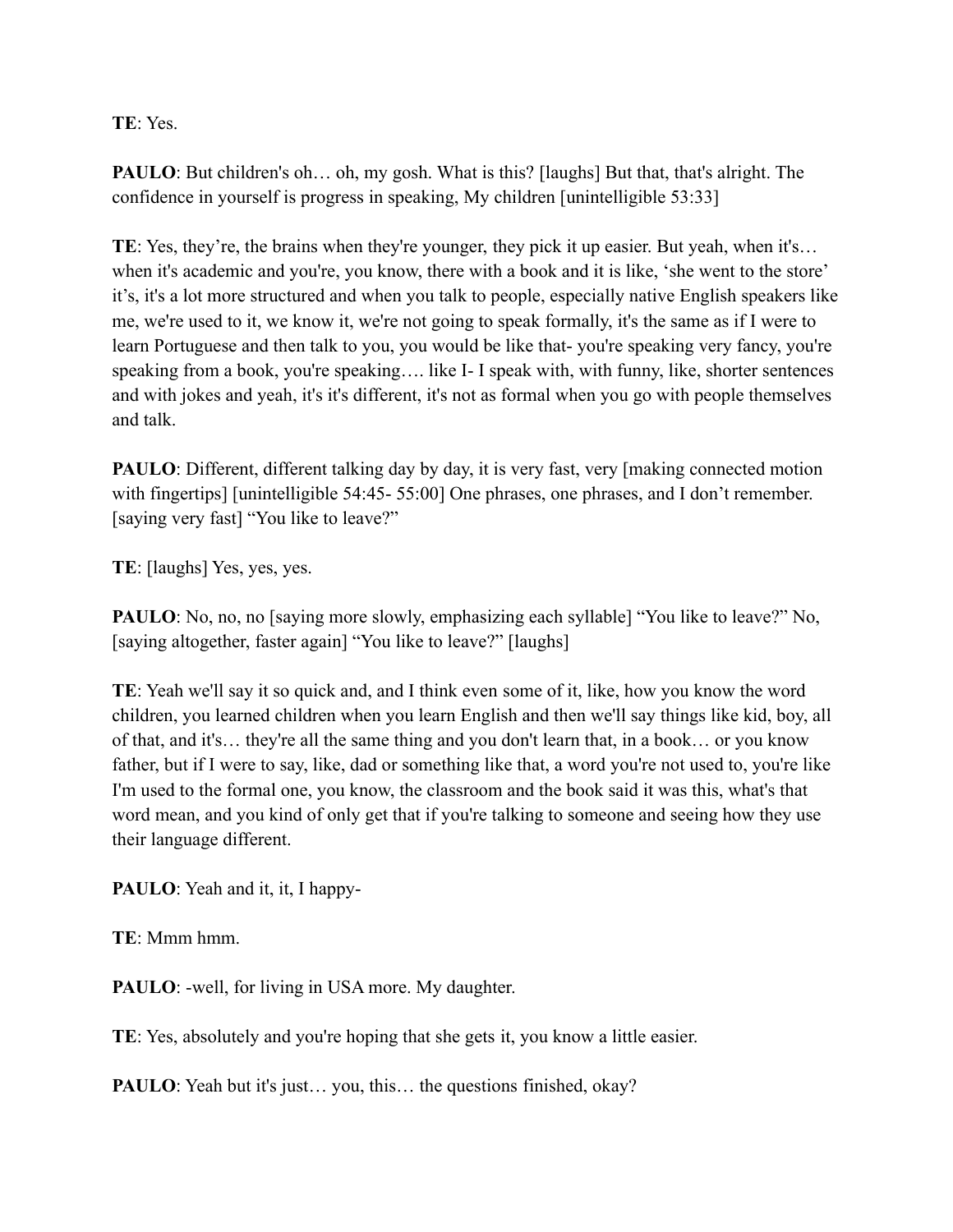**TE**: Yes.

**PAULO**: But children's oh… oh, my gosh. What is this? [laughs] But that, that's alright. The confidence in yourself is progress in speaking, My children [unintelligible 53:33]

**TE**: Yes, they're, the brains when they're younger, they pick it up easier. But yeah, when it's… when it's academic and you're, you know, there with a book and it is like, 'she went to the store' it's, it's a lot more structured and when you talk to people, especially native English speakers like me, we're used to it, we know it, we're not going to speak formally, it's the same as if I were to learn Portuguese and then talk to you, you would be like that- you're speaking very fancy, you're speaking from a book, you're speaking…. like I- I speak with, with funny, like, shorter sentences and with jokes and yeah, it's it's different, it's not as formal when you go with people themselves and talk.

**PAULO**: Different, different talking day by day, it is very fast, very [making connected motion with fingertips] [unintelligible 54:45- 55:00] One phrases, one phrases, and I don't remember. [saying very fast] "You like to leave?"

**TE**: [laughs] Yes, yes, yes.

**PAULO**: No, no, no [saying more slowly, emphasizing each syllable] "You like to leave?" No, [saying altogether, faster again] "You like to leave?" [laughs]

**TE**: Yeah we'll say it so quick and, and I think even some of it, like, how you know the word children, you learned children when you learn English and then we'll say things like kid, boy, all of that, and it's… they're all the same thing and you don't learn that, in a book… or you know father, but if I were to say, like, dad or something like that, a word you're not used to, you're like I'm used to the formal one, you know, the classroom and the book said it was this, what's that word mean, and you kind of only get that if you're talking to someone and seeing how they use their language different.

**PAULO**: Yeah and it, it, I happy-

**TE**: Mmm hmm.

**PAULO**: -well, for living in USA more. My daughter.

**TE**: Yes, absolutely and you're hoping that she gets it, you know a little easier.

**PAULO**: Yeah but it's just… you, this… the questions finished, okay?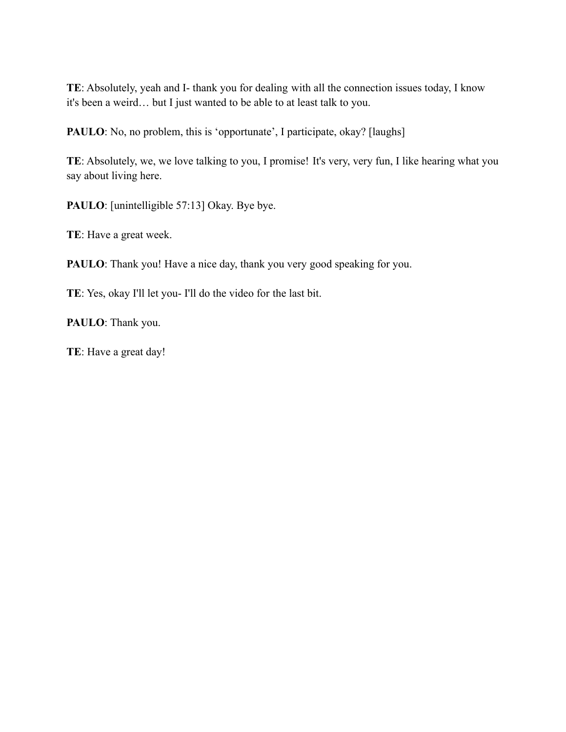**TE**: Absolutely, yeah and I- thank you for dealing with all the connection issues today, I know it's been a weird… but I just wanted to be able to at least talk to you.

**PAULO**: No, no problem, this is 'opportunate', I participate, okay? [laughs]

**TE**: Absolutely, we, we love talking to you, I promise! It's very, very fun, I like hearing what you say about living here.

**PAULO**: [unintelligible 57:13] Okay. Bye bye.

**TE**: Have a great week.

**PAULO**: Thank you! Have a nice day, thank you very good speaking for you.

**TE**: Yes, okay I'll let you- I'll do the video for the last bit.

**PAULO**: Thank you.

**TE**: Have a great day!